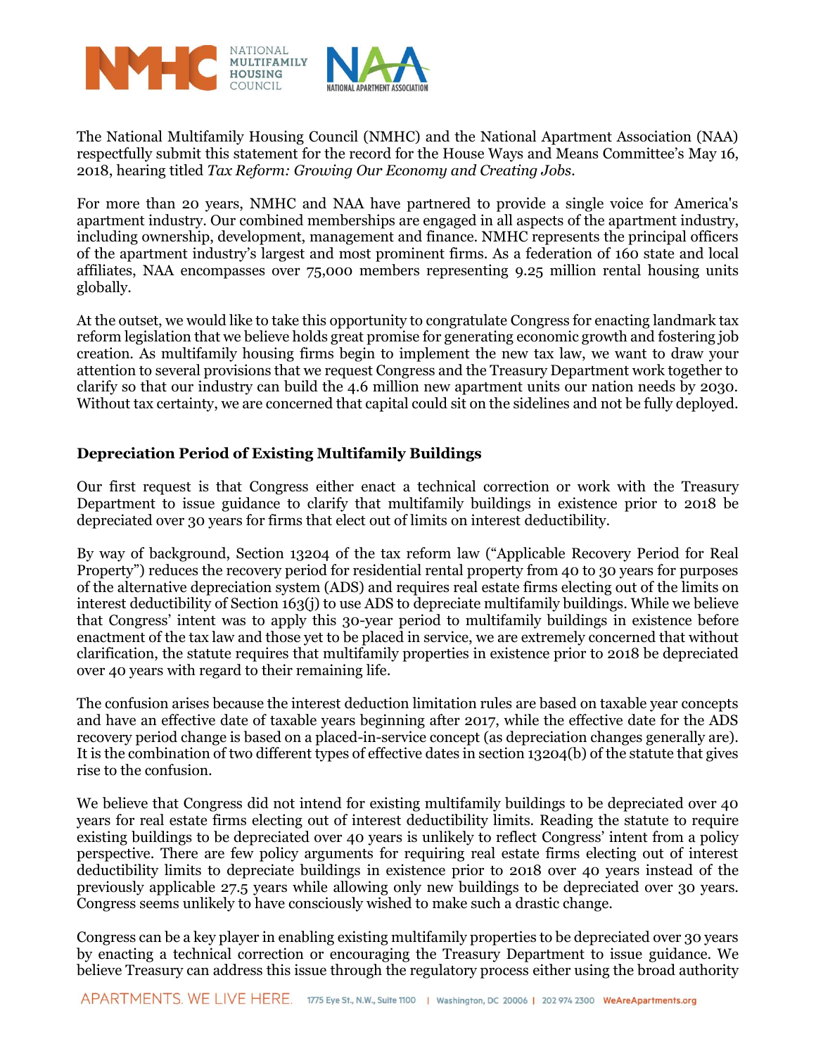The National Multifamily Housing Council (NMHC) and the National Apartment Association (NAA) respectfully submit this statement for the record for the House Ways and Means Committee's May 16, 2018, hearing titled *Tax Reform: Growing Our Economy and Creating Jobs*.

For more than 20 years, NMHC and NAA have partnered to provide a single voice for America's apartment industry. Our combined memberships are engaged in all aspects of the apartment industry, including ownership, development, management and finance. NMHC represents the principal officers of the apartment industry's largest and most prominent firms. As a federation of 160 state and local affiliates, NAA encompasses over 75,000 members representing 9.25 million rental housing units globally.

At the outset, we would like to take this opportunity to congratulate Congress for enacting landmark tax reform legislation that we believe holds great promise for generating economic growth and fostering job creation. As multifamily housing firms begin to implement the new tax law, we want to draw your attention to several provisions that we request Congress and the Treasury Department work together to clarify so that our industry can build the 4.6 million new apartment units our nation needs by 2030. Without tax certainty, we are concerned that capital could sit on the sidelines and not be fully deployed.

## Depreciation Period of Existing Multifamily Buildings

Our first request is that Congress either enact a technical correction or work with the Treasury Department to issue guidance to clarify that multifamily buildings in existence prior to 2018 be depreciated over 30 years for firms that elect out of limits on interest deductibility.

By way of background, Section 13204 of the tax reform law ("Applicable Recovery Period for Real Property") reduces the recovery period for residential rental property from 40 to 30 years for purposes of the alternative depreciation system (ADS) and requires real estate firms electing out of the limits on interest deductibility of Section 163(j) to use ADS to depreciate multifamily buildings. While we believe that Congress' intent was to apply this 30-year period to multifamily buildings in existence before enactment of the tax law and those yet to be placed in service, we are extremely concerned that without clarification, the statute requires that multifamily properties in existence prior to 2018 be depreciated over 40 years with regard to their remaining life.

The confusion arises because the interest deduction limitation rules are based on taxable year concepts and have an effective date of taxable years beginning after 2017, while the effective date for the ADS recovery period change is based on a placed-in-service concept (as depreciation changes generally are). It is the combination of two different types of effective dates in section 13204(b) of the statute that gives rise to the confusion.

We believe that Congress did not intend for existing multifamily buildings to be depreciated over 40 years for real estate firms electing out of interest deductibility limits. Reading the statute to require existing buildings to be depreciated over 40 years is unlikely to reflect Congress' intent from a policy perspective. There are few policy arguments for requiring real estate firms electing out of interest deductibility limits to depreciate buildings in existence prior to 2018 over 40 years instead of the previously applicable 27.5 years while allowing only new buildings to be depreciated over 30 years. Congress seems unlikely to have consciously wished to make such a drastic change.

Congress can be a key player in enabling existing multifamily properties to be depreciated over 30 years by enacting a technical correction or encouraging the Treasury Department to issue guidance. We believe Treasury can address this issue through the regulatory process either using the broad authority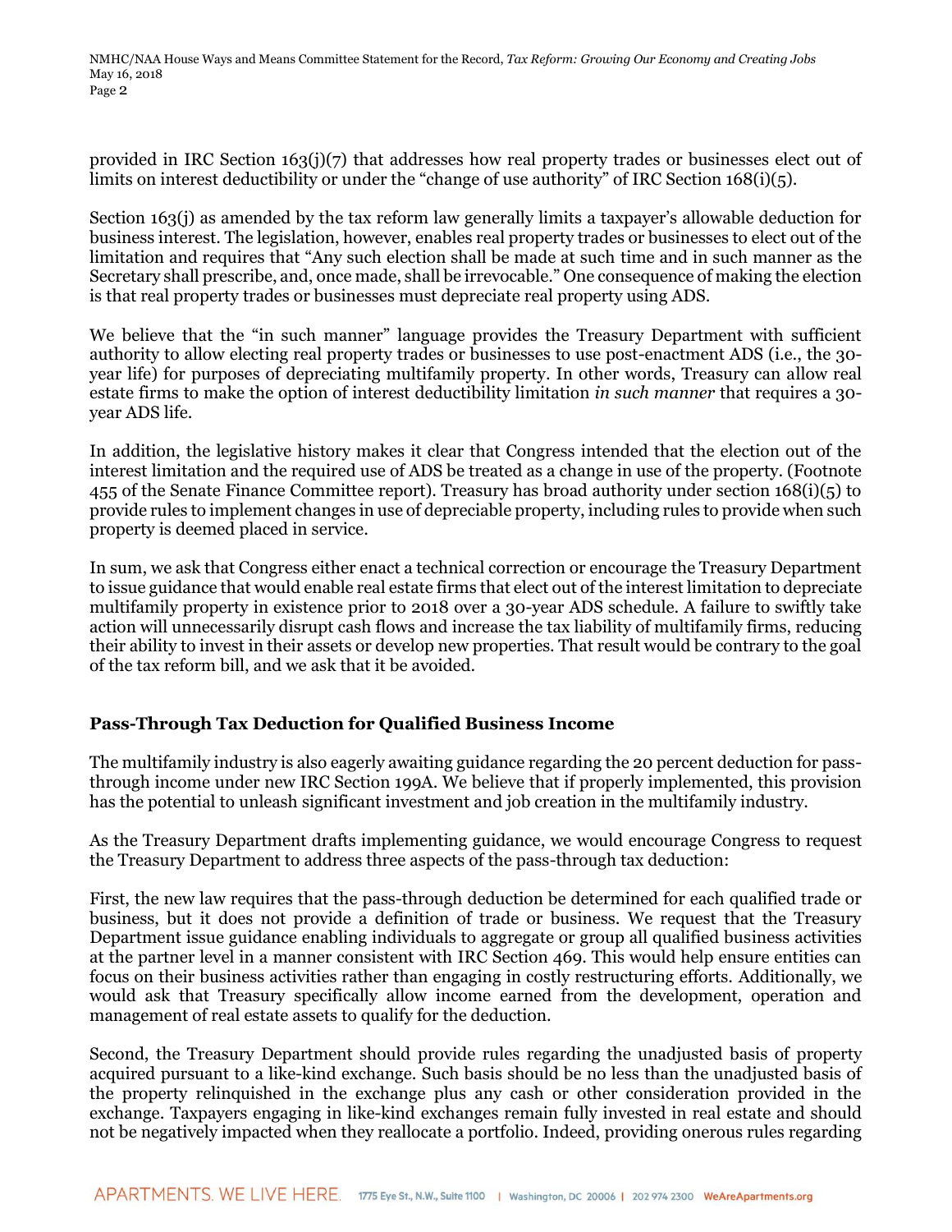provided in IRC Section 163(j)(7) that addresses how real property trades or businesses elect out of limits on interest deductibility or under the "change of use authority" of IRC Section 168(i)(5).

Section 163(j) as amended by the tax reform law generally limits a taxpayer's allowable deduction for business interest. The legislation, however, enables real property trades or businesses to elect out of the limitation and requires that "Any such election shall be made at such time and in such manner as the Secretary shall prescribe, and, once made, shall be irrevocable." One consequence of making the election is that real property trades or businesses must depreciate real property using ADS.

We believe that the "in such manner" language provides the Treasury Department with sufficient authority to allow electing real property trades or businesses to use post-enactment ADS (i.e., the 30-year life) for purposes of depreciating multifamily property. In other words, Treasury can allow real estate firms to make the option of interest deductibility limitation *in such manner* that requires a 30-year ADS life.

In addition, the legislative history makes it clear that Congress intended that the election out of the interest limitation and the required use of ADS be treated as a change in use of the property. (Footnote 455 of the Senate Finance Committee report). Treasury has broad authority under section 168(i)(5) to provide rules to implement changes in use of depreciable property, including rules to provide when such property is deemed placed in service.

In sum, we ask that Congress either enact a technical correction or encourage the Treasury Department to issue guidance that would enable real estate firms that elect out of the interest limitation to depreciate multifamily property in existence prior to 2018 over a 30-year ADS schedule. A failure to swiftly take action will unnecessarily disrupt cash flows and increase the tax liability of multifamily firms, reducing their ability to invest in their assets or develop new properties. That result would be contrary to the goal of the tax reform bill, and we ask that it be avoided.

## Pass-Through Tax Deduction for Qualified Business Income

The multifamily industry is also eagerly awaiting guidance regarding the 20 percent deduction for pass-through income under new IRC Section 199A. We believe that if properly implemented, this provision has the potential to unleash significant investment and job creation in the multifamily industry.

As the Treasury Department drafts implementing guidance, we would encourage Congress to request the Treasury Department to address three aspects of the pass-through tax deduction:

First, the new law requires that the pass-through deduction be determined for each qualified trade or business, but it does not provide a definition of trade or business. We request that the Treasury Department issue guidance enabling individuals to aggregate or group all qualified business activities at the partner level in a manner consistent with IRC Section 469. This would help ensure entities can focus on their business activities rather than engaging in costly restructuring efforts. Additionally, we would ask that Treasury specifically allow income earned from the development, operation and management of real estate assets to qualify for the deduction.

Second, the Treasury Department should provide rules regarding the unadjusted basis of property acquired pursuant to a like-kind exchange. Such basis should be no less than the unadjusted basis of the property relinquished in the exchange plus any cash or other consideration provided in the exchange. Taxpayers engaging in like-kind exchanges remain fully invested in real estate and should not be negatively impacted when they reallocate a portfolio. Indeed, providing onerous rules regarding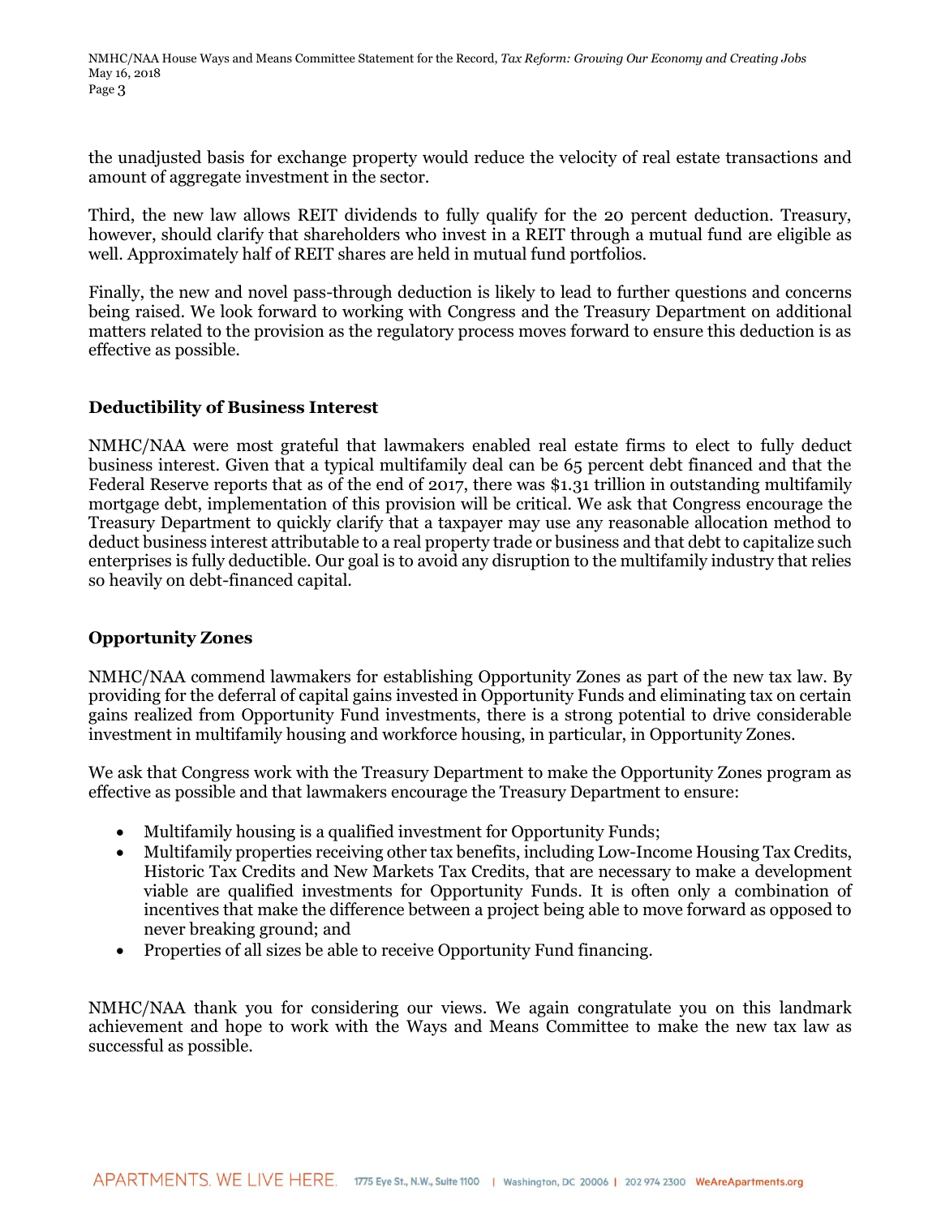the unadjusted basis for exchange property would reduce the velocity of real estate transactions and amount of aggregate investment in the sector.

Third, the new law allows REIT dividends to fully qualify for the 20 percent deduction. Treasury, however, should clarify that shareholders who invest in a REIT through a mutual fund are eligible as well. Approximately half of REIT shares are held in mutual fund portfolios.

Finally, the new and novel pass-through deduction is likely to lead to further questions and concerns being raised. We look forward to working with Congress and the Treasury Department on additional matters related to the provision as the regulatory process moves forward to ensure this deduction is as effective as possible.

### Deductibility of Business Interest

NMHC/NAA were most grateful that lawmakers enabled real estate firms to elect to fully deduct business interest. Given that a typical multifamily deal can be 65 percent debt financed and that the Federal Reserve reports that as of the end of 2017, there was $1.31 trillion in outstanding multifamily mortgage debt, implementation of this provision will be critical. We ask that Congress encourage the Treasury Department to quickly clarify that a taxpayer may use any reasonable allocation method to deduct business interest attributable to a real property trade or business and that debt to capitalize such enterprises is fully deductible. Our goal is to avoid any disruption to the multifamily industry that relies so heavily on debt-financed capital.

### Opportunity Zones

NMHC/NAA commend lawmakers for establishing Opportunity Zones as part of the new tax law. By providing for the deferral of capital gains invested in Opportunity Funds and eliminating tax on certain gains realized from Opportunity Fund investments, there is a strong potential to drive considerable investment in multifamily housing and workforce housing, in particular, in Opportunity Zones.

We ask that Congress work with the Treasury Department to make the Opportunity Zones program as effective as possible and that lawmakers encourage the Treasury Department to ensure:

- Multifamily housing is a qualified investment for Opportunity Funds;
- Multifamily properties receiving other tax benefits, including Low-Income Housing Tax Credits, Historic Tax Credits and New Markets Tax Credits, that are necessary to make a development viable are qualified investments for Opportunity Funds. It is often only a combination of incentives that make the difference between a project being able to move forward as opposed to never breaking ground; and
- Properties of all sizes be able to receive Opportunity Fund financing.

NMHC/NAA thank you for considering our views. We again congratulate you on this landmark achievement and hope to work with the Ways and Means Committee to make the new tax law as successful as possible.